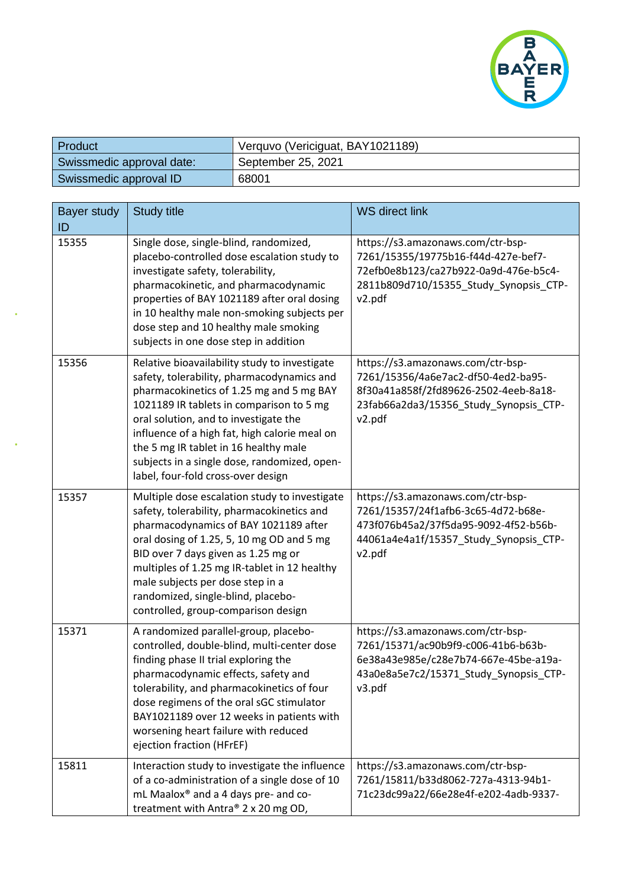| Product | Verquvo (Vericiguat, BAY1021189) |
|---|---|
| Swissmedic approval date: | September 25, 2021 |
| Swissmedic approval ID | 68001 |

| Bayer study ID | Study title | WS direct link |
|---|---|---|
| 15355 | Single dose, single-blind, randomized, placebo-controlled dose escalation study to investigate safety, tolerability, pharmacokinetic, and pharmacodynamic properties of BAY 1021189 after oral dosing in 10 healthy male non-smoking subjects per dose step and 10 healthy male smoking subjects in one dose step in addition | https://s3.amazonaws.com/ctr-bsp-7261/15355/19775b16-f44d-427e-bef7-72efb0e8b123/ca27b922-0a9d-476e-b5c4-2811b809d710/15355_Study_Synopsis_CTP-v2.pdf |
| 15356 | Relative bioavailability study to investigate safety, tolerability, pharmacodynamics and pharmacokinetics of 1.25 mg and 5 mg BAY 1021189 IR tablets in comparison to 5 mg oral solution, and to investigate the influence of a high fat, high calorie meal on the 5 mg IR tablet in 16 healthy male subjects in a single dose, randomized, open-label, four-fold cross-over design | https://s3.amazonaws.com/ctr-bsp-7261/15356/4a6e7ac2-df50-4ed2-ba95-8f30a41a858f/2fd89626-2502-4eeb-8a18-23fab66a2da3/15356_Study_Synopsis_CTP-v2.pdf |
| 15357 | Multiple dose escalation study to investigate safety, tolerability, pharmacokinetics and pharmacodynamics of BAY 1021189 after oral dosing of 1.25, 5, 10 mg OD and 5 mg BID over 7 days given as 1.25 mg or multiples of 1.25 mg IR-tablet in 12 healthy male subjects per dose step in a randomized, single-blind, placebo-controlled, group-comparison design | https://s3.amazonaws.com/ctr-bsp-7261/15357/24f1afb6-3c65-4d72-b68e-473f076b45a2/37f5da95-9092-4f52-b56b-44061a4e4a1f/15357_Study_Synopsis_CTP-v2.pdf |
| 15371 | A randomized parallel-group, placebo-controlled, double-blind, multi-center dose finding phase II trial exploring the pharmacodynamic effects, safety and tolerability, and pharmacokinetics of four dose regimens of the oral sGC stimulator BAY1021189 over 12 weeks in patients with worsening heart failure with reduced ejection fraction (HFrEF) | https://s3.amazonaws.com/ctr-bsp-7261/15371/ac90b9f9-c006-41b6-b63b-6e38a43e985e/c28e7b74-667e-45be-a19a-43a0e8a5e7c2/15371_Study_Synopsis_CTP-v3.pdf |
| 15811 | Interaction study to investigate the influence of a co-administration of a single dose of 10 mL Maalox® and a 4 days pre- and co-treatment with Antra® 2 x 20 mg OD, | https://s3.amazonaws.com/ctr-bsp-7261/15811/b33d8062-727a-4313-94b1-71c23dc99a22/66e28e4f-e202-4adb-9337- |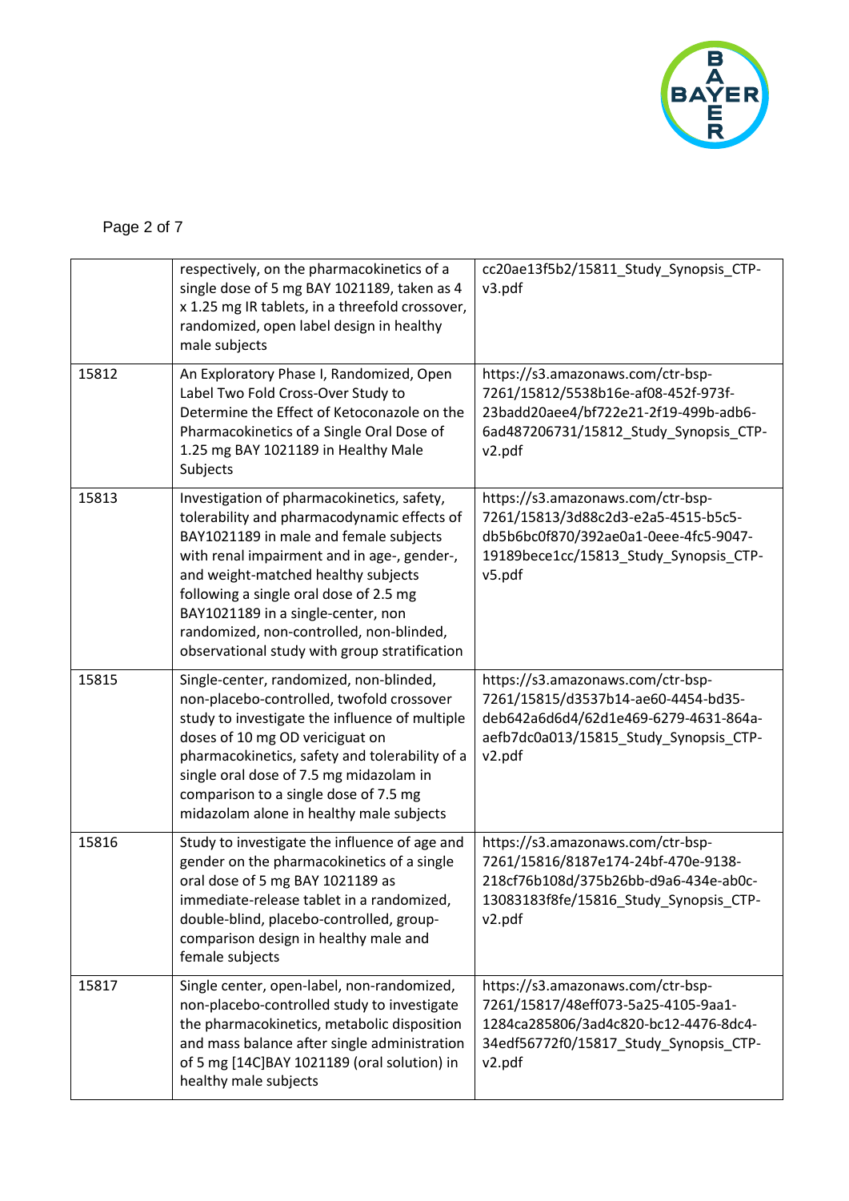|  |  |  |
|---|---|---|
|  | respectively, on the pharmacokinetics of a single dose of 5 mg BAY 1021189, taken as 4 x 1.25 mg IR tablets, in a threefold crossover, randomized, open label design in healthy male subjects | cc20ae13f5b2/15811_Study_Synopsis_CTP-v3.pdf |
| 15812 | An Exploratory Phase I, Randomized, Open Label Two Fold Cross-Over Study to Determine the Effect of Ketoconazole on the Pharmacokinetics of a Single Oral Dose of 1.25 mg BAY 1021189 in Healthy Male Subjects | https://s3.amazonaws.com/ctr-bsp-7261/15812/5538b16e-af08-452f-973f-23badd20aee4/bf722e21-2f19-499b-adb6-6ad487206731/15812_Study_Synopsis_CTP-v2.pdf |
| 15813 | Investigation of pharmacokinetics, safety, tolerability and pharmacodynamic effects of BAY1021189 in male and female subjects with renal impairment and in age-, gender-, and weight-matched healthy subjects following a single oral dose of 2.5 mg BAY1021189 in a single-center, non randomized, non-controlled, non-blinded, observational study with group stratification | https://s3.amazonaws.com/ctr-bsp-7261/15813/3d88c2d3-e2a5-4515-b5c5-db5b6bc0f870/392ae0a1-0eee-4fc5-9047-19189bece1cc/15813_Study_Synopsis_CTP-v5.pdf |
| 15815 | Single-center, randomized, non-blinded, non-placebo-controlled, twofold crossover study to investigate the influence of multiple doses of 10 mg OD vericiguat on pharmacokinetics, safety and tolerability of a single oral dose of 7.5 mg midazolam in comparison to a single dose of 7.5 mg midazolam alone in healthy male subjects | https://s3.amazonaws.com/ctr-bsp-7261/15815/d3537b14-ae60-4454-bd35-deb642a6d6d4/62d1e469-6279-4631-864a-aefb7dc0a013/15815_Study_Synopsis_CTP-v2.pdf |
| 15816 | Study to investigate the influence of age and gender on the pharmacokinetics of a single oral dose of 5 mg BAY 1021189 as immediate-release tablet in a randomized, double-blind, placebo-controlled, group-comparison design in healthy male and female subjects | https://s3.amazonaws.com/ctr-bsp-7261/15816/8187e174-24bf-470e-9138-218cf76b108d/375b26bb-d9a6-434e-ab0c-13083183f8fe/15816_Study_Synopsis_CTP-v2.pdf |
| 15817 | Single center, open-label, non-randomized, non-placebo-controlled study to investigate the pharmacokinetics, metabolic disposition and mass balance after single administration of 5 mg [14C]BAY 1021189 (oral solution) in healthy male subjects | https://s3.amazonaws.com/ctr-bsp-7261/15817/48eff073-5a25-4105-9aa1-1284ca285806/3ad4c820-bc12-4476-8dc4-34edf56772f0/15817_Study_Synopsis_CTP-v2.pdf |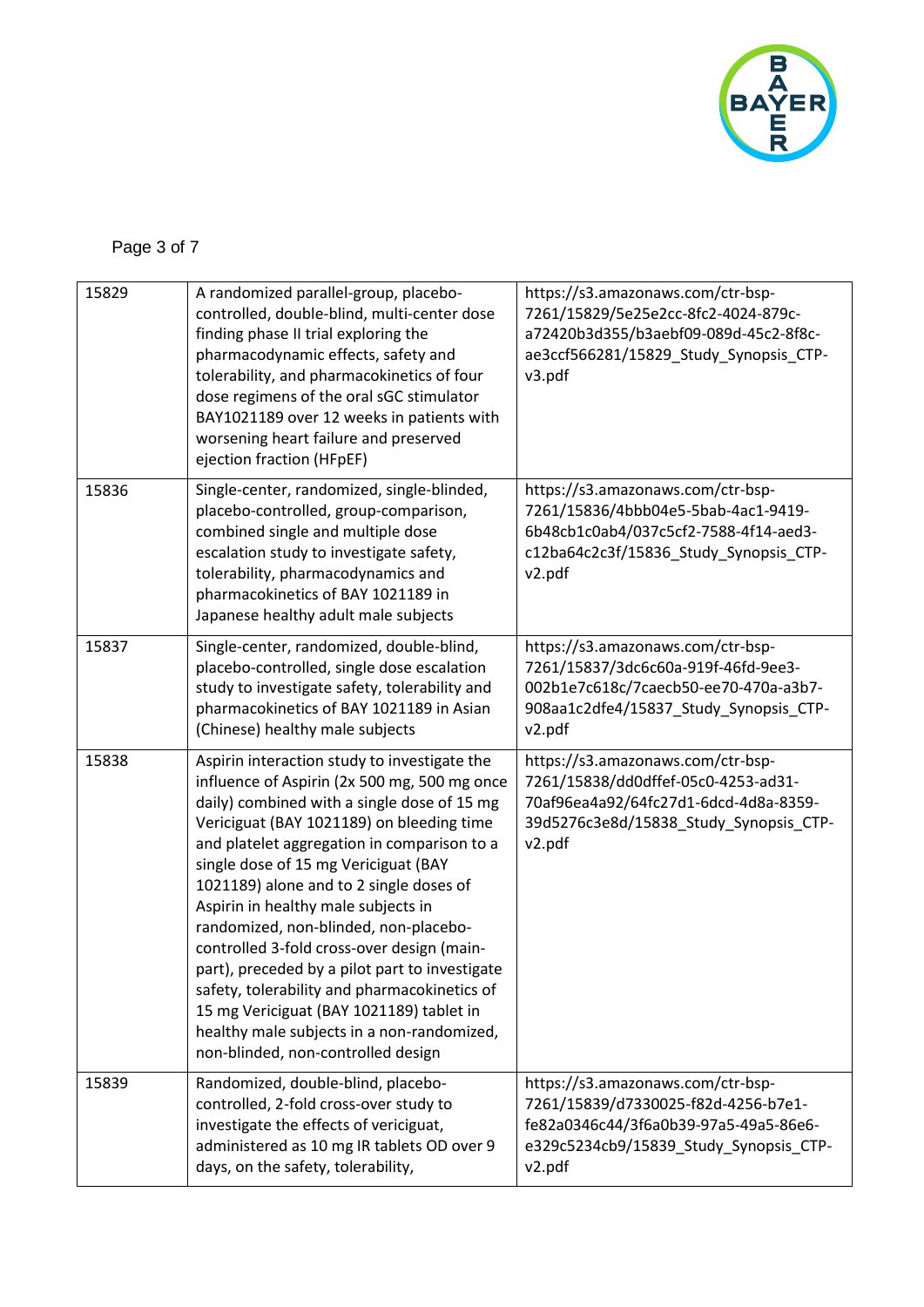| 15829 | A randomized parallel-group, placebo-controlled, double-blind, multi-center dose finding phase II trial exploring the pharmacodynamic effects, safety and tolerability, and pharmacokinetics of four dose regimens of the oral sGC stimulator BAY1021189 over 12 weeks in patients with worsening heart failure and preserved ejection fraction (HFpEF) | https://s3.amazonaws.com/ctr-bsp-7261/15829/5e25e2cc-8fc2-4024-879c-a72420b3d355/b3aebf09-089d-45c2-8f8c-ae3ccf566281/15829_Study_Synopsis_CTP-v3.pdf |
|---|---|---|
| 15836 | Single-center, randomized, single-blinded, placebo-controlled, group-comparison, combined single and multiple dose escalation study to investigate safety, tolerability, pharmacodynamics and pharmacokinetics of BAY 1021189 in Japanese healthy adult male subjects | https://s3.amazonaws.com/ctr-bsp-7261/15836/4bbb04e5-5bab-4ac1-9419-6b48cb1c0ab4/037c5cf2-7588-4f14-aed3-c12ba64c2c3f/15836_Study_Synopsis_CTP-v2.pdf |
| 15837 | Single-center, randomized, double-blind, placebo-controlled, single dose escalation study to investigate safety, tolerability and pharmacokinetics of BAY 1021189 in Asian (Chinese) healthy male subjects | https://s3.amazonaws.com/ctr-bsp-7261/15837/3dc6c60a-919f-46fd-9ee3-002b1e7c618c/7caecb50-ee70-470a-a3b7-908aa1c2dfe4/15837_Study_Synopsis_CTP-v2.pdf |
| 15838 | Aspirin interaction study to investigate the influence of Aspirin (2x 500 mg, 500 mg once daily) combined with a single dose of 15 mg Vericiguat (BAY 1021189) on bleeding time and platelet aggregation in comparison to a single dose of 15 mg Vericiguat (BAY 1021189) alone and to 2 single doses of Aspirin in healthy male subjects in randomized, non-blinded, non-placebo-controlled 3-fold cross-over design (main-part), preceded by a pilot part to investigate safety, tolerability and pharmacokinetics of 15 mg Vericiguat (BAY 1021189) tablet in healthy male subjects in a non-randomized, non-blinded, non-controlled design | https://s3.amazonaws.com/ctr-bsp-7261/15838/dd0dffef-05c0-4253-ad31-70af96ea4a92/64fc27d1-6dcd-4d8a-8359-39d5276c3e8d/15838_Study_Synopsis_CTP-v2.pdf |
| 15839 | Randomized, double-blind, placebo-controlled, 2-fold cross-over study to investigate the effects of vericiguat, administered as 10 mg IR tablets OD over 9 days, on the safety, tolerability, | https://s3.amazonaws.com/ctr-bsp-7261/15839/d7330025-f82d-4256-b7e1-fe82a0346c44/3f6a0b39-97a5-49a5-86e6-e329c5234cb9/15839_Study_Synopsis_CTP-v2.pdf |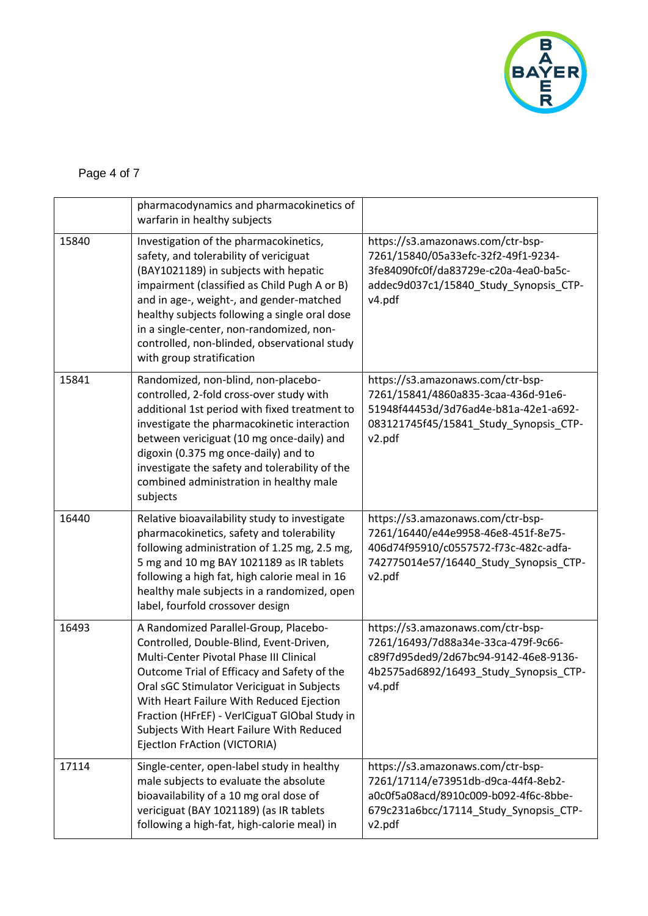| | | |
|---|---|---|
| | pharmacodynamics and pharmacokinetics of warfarin in healthy subjects | |
| 15840 | Investigation of the pharmacokinetics, safety, and tolerability of vericiguat (BAY1021189) in subjects with hepatic impairment (classified as Child Pugh A or B) and in age-, weight-, and gender-matched healthy subjects following a single oral dose in a single-center, non-randomized, non-controlled, non-blinded, observational study with group stratification | https://s3.amazonaws.com/ctr-bsp-7261/15840/05a33efc-32f2-49f1-9234-3fe84090fc0f/da83729e-c20a-4ea0-ba5c-addec9d037c1/15840_Study_Synopsis_CTP-v4.pdf |
| 15841 | Randomized, non-blind, non-placebo-controlled, 2-fold cross-over study with additional 1st period with fixed treatment to investigate the pharmacokinetic interaction between vericiguat (10 mg once-daily) and digoxin (0.375 mg once-daily) and to investigate the safety and tolerability of the combined administration in healthy male subjects | https://s3.amazonaws.com/ctr-bsp-7261/15841/4860a835-3caa-436d-91e6-51948f44453d/3d76ad4e-b81a-42e1-a692-083121745f45/15841_Study_Synopsis_CTP-v2.pdf |
| 16440 | Relative bioavailability study to investigate pharmacokinetics, safety and tolerability following administration of 1.25 mg, 2.5 mg, 5 mg and 10 mg BAY 1021189 as IR tablets following a high fat, high calorie meal in 16 healthy male subjects in a randomized, open label, fourfold crossover design | https://s3.amazonaws.com/ctr-bsp-7261/16440/e44e9958-46e8-451f-8e75-406d74f95910/c0557572-f73c-482c-adfa-742775014e57/16440_Study_Synopsis_CTP-v2.pdf |
| 16493 | A Randomized Parallel-Group, Placebo-Controlled, Double-Blind, Event-Driven, Multi-Center Pivotal Phase III Clinical Outcome Trial of Efficacy and Safety of the Oral sGC Stimulator Vericiguat in Subjects With Heart Failure With Reduced Ejection Fraction (HFrEF) - VerICiguaT GlObal Study in Subjects With Heart Failure With Reduced EjectIon FrAction (VICTORIA) | https://s3.amazonaws.com/ctr-bsp-7261/16493/7d88a34e-33ca-479f-9c66-c89f7d95ded9/2d67bc94-9142-46e8-9136-4b2575ad6892/16493_Study_Synopsis_CTP-v4.pdf |
| 17114 | Single-center, open-label study in healthy male subjects to evaluate the absolute bioavailability of a 10 mg oral dose of vericiguat (BAY 1021189) (as IR tablets following a high-fat, high-calorie meal) in | https://s3.amazonaws.com/ctr-bsp-7261/17114/e73951db-d9ca-44f4-8eb2-a0c0f5a08acd/8910c009-b092-4f6c-8bbe-679c231a6bcc/17114_Study_Synopsis_CTP-v2.pdf |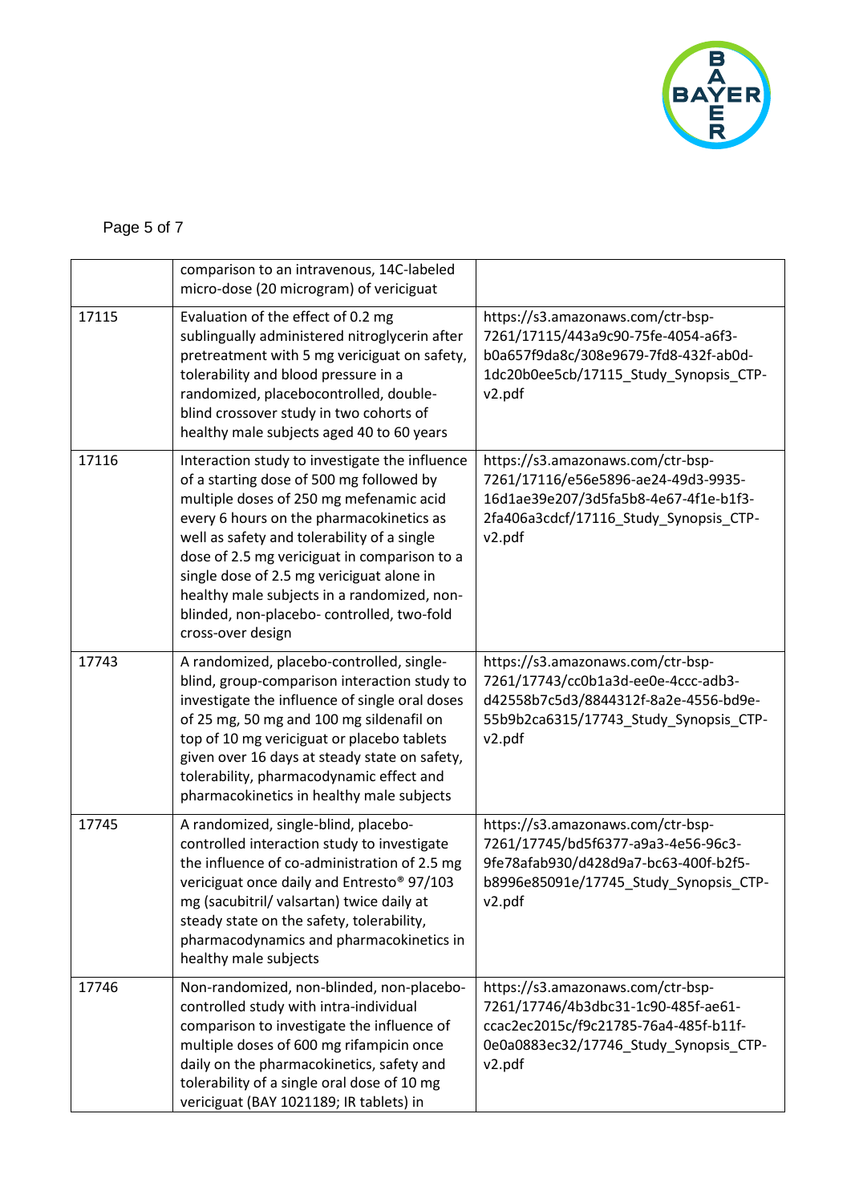| | | |
|---|---|---|
| | comparison to an intravenous, 14C-labeled micro-dose (20 microgram) of vericiguat | |
| 17115 | Evaluation of the effect of 0.2 mg sublingually administered nitroglycerin after pretreatment with 5 mg vericiguat on safety, tolerability and blood pressure in a randomized, placebocontrolled, double-blind crossover study in two cohorts of healthy male subjects aged 40 to 60 years | https://s3.amazonaws.com/ctr-bsp-7261/17115/443a9c90-75fe-4054-a6f3-b0a657f9da8c/308e9679-7fd8-432f-ab0d-1dc20b0ee5cb/17115_Study_Synopsis_CTP-v2.pdf |
| 17116 | Interaction study to investigate the influence of a starting dose of 500 mg followed by multiple doses of 250 mg mefenamic acid every 6 hours on the pharmacokinetics as well as safety and tolerability of a single dose of 2.5 mg vericiguat in comparison to a single dose of 2.5 mg vericiguat alone in healthy male subjects in a randomized, non-blinded, non-placebo- controlled, two-fold cross-over design | https://s3.amazonaws.com/ctr-bsp-7261/17116/e56e5896-ae24-49d3-9935-16d1ae39e207/3d5fa5b8-4e67-4f1e-b1f3-2fa406a3cdcf/17116_Study_Synopsis_CTP-v2.pdf |
| 17743 | A randomized, placebo-controlled, single-blind, group-comparison interaction study to investigate the influence of single oral doses of 25 mg, 50 mg and 100 mg sildenafil on top of 10 mg vericiguat or placebo tablets given over 16 days at steady state on safety, tolerability, pharmacodynamic effect and pharmacokinetics in healthy male subjects | https://s3.amazonaws.com/ctr-bsp-7261/17743/cc0b1a3d-ee0e-4ccc-adb3-d42558b7c5d3/8844312f-8a2e-4556-bd9e-55b9b2ca6315/17743_Study_Synopsis_CTP-v2.pdf |
| 17745 | A randomized, single-blind, placebo-controlled interaction study to investigate the influence of co-administration of 2.5 mg vericiguat once daily and Entresto® 97/103 mg (sacubitril/ valsartan) twice daily at steady state on the safety, tolerability, pharmacodynamics and pharmacokinetics in healthy male subjects | https://s3.amazonaws.com/ctr-bsp-7261/17745/bd5f6377-a9a3-4e56-96c3-9fe78afab930/d428d9a7-bc63-400f-b2f5-b8996e85091e/17745_Study_Synopsis_CTP-v2.pdf |
| 17746 | Non-randomized, non-blinded, non-placebo-controlled study with intra-individual comparison to investigate the influence of multiple doses of 600 mg rifampicin once daily on the pharmacokinetics, safety and tolerability of a single oral dose of 10 mg vericiguat (BAY 1021189; IR tablets) in | https://s3.amazonaws.com/ctr-bsp-7261/17746/4b3dbc31-1c90-485f-ae61-ccac2ec2015c/f9c21785-76a4-485f-b11f-0e0a0883ec32/17746_Study_Synopsis_CTP-v2.pdf |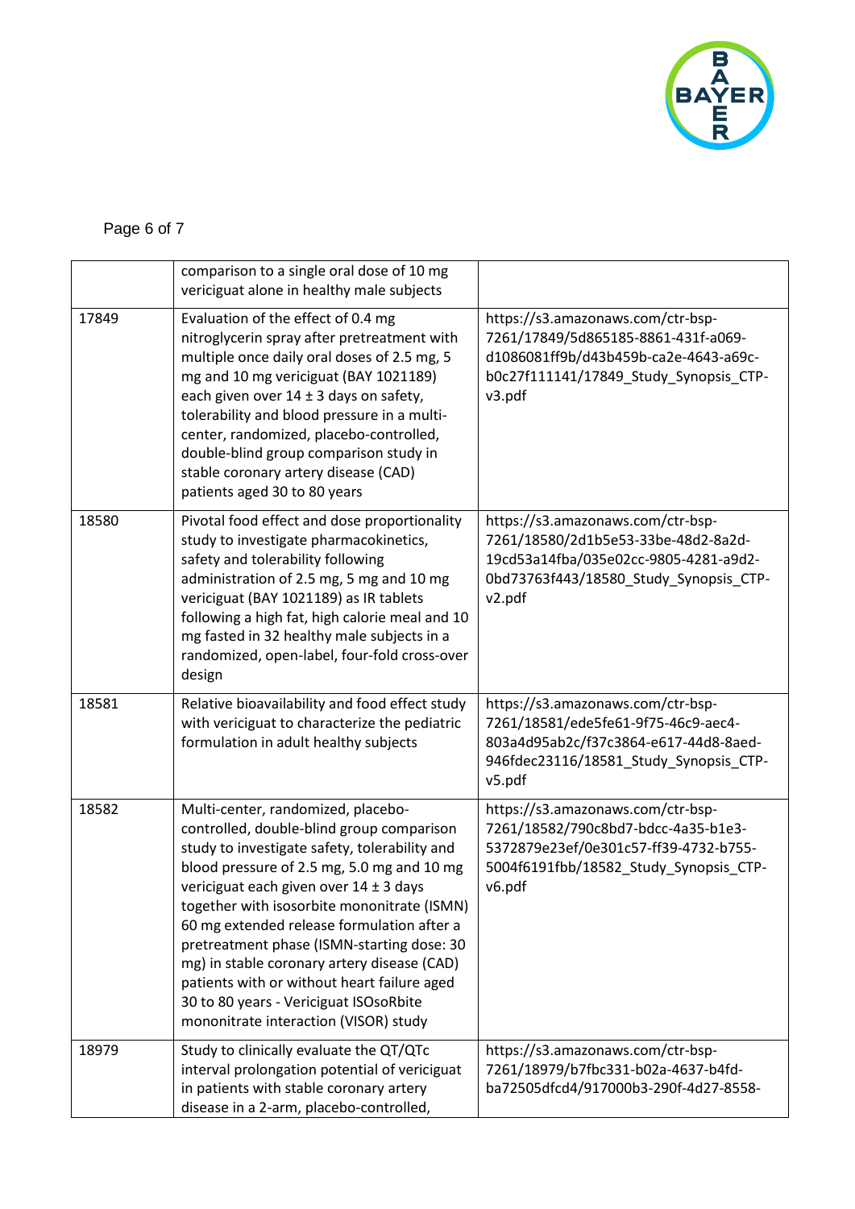| | | |
|---|---|---|
| | comparison to a single oral dose of 10 mg vericiguat alone in healthy male subjects | |
| 17849 | Evaluation of the effect of 0.4 mg nitroglycerin spray after pretreatment with multiple once daily oral doses of 2.5 mg, 5 mg and 10 mg vericiguat (BAY 1021189) each given over 14 ± 3 days on safety, tolerability and blood pressure in a multi-center, randomized, placebo-controlled, double-blind group comparison study in stable coronary artery disease (CAD) patients aged 30 to 80 years | https://s3.amazonaws.com/ctr-bsp-7261/17849/5d865185-8861-431f-a069-d1086081ff9b/d43b459b-ca2e-4643-a69c-b0c27f111141/17849_Study_Synopsis_CTP-v3.pdf |
| 18580 | Pivotal food effect and dose proportionality study to investigate pharmacokinetics, safety and tolerability following administration of 2.5 mg, 5 mg and 10 mg vericiguat (BAY 1021189) as IR tablets following a high fat, high calorie meal and 10 mg fasted in 32 healthy male subjects in a randomized, open-label, four-fold cross-over design | https://s3.amazonaws.com/ctr-bsp-7261/18580/2d1b5e53-33be-48d2-8a2d-19cd53a14fba/035e02cc-9805-4281-a9d2-0bd73763f443/18580_Study_Synopsis_CTP-v2.pdf |
| 18581 | Relative bioavailability and food effect study with vericiguat to characterize the pediatric formulation in adult healthy subjects | https://s3.amazonaws.com/ctr-bsp-7261/18581/ede5fe61-9f75-46c9-aec4-803a4d95ab2c/f37c3864-e617-44d8-8aed-946fdec23116/18581_Study_Synopsis_CTP-v5.pdf |
| 18582 | Multi-center, randomized, placebo-controlled, double-blind group comparison study to investigate safety, tolerability and blood pressure of 2.5 mg, 5.0 mg and 10 mg vericiguat each given over 14 ± 3 days together with isosorbite mononitrate (ISMN) 60 mg extended release formulation after a pretreatment phase (ISMN-starting dose: 30 mg) in stable coronary artery disease (CAD) patients with or without heart failure aged 30 to 80 years - Vericiguat ISOsoRbite mononitrate interaction (VISOR) study | https://s3.amazonaws.com/ctr-bsp-7261/18582/790c8bd7-bdcc-4a35-b1e3-5372879e23ef/0e301c57-ff39-4732-b755-5004f6191fbb/18582_Study_Synopsis_CTP-v6.pdf |
| 18979 | Study to clinically evaluate the QT/QTc interval prolongation potential of vericiguat in patients with stable coronary artery disease in a 2-arm, placebo-controlled, | https://s3.amazonaws.com/ctr-bsp-7261/18979/b7fbc331-b02a-4637-b4fd-ba72505dfcd4/917000b3-290f-4d27-8558- |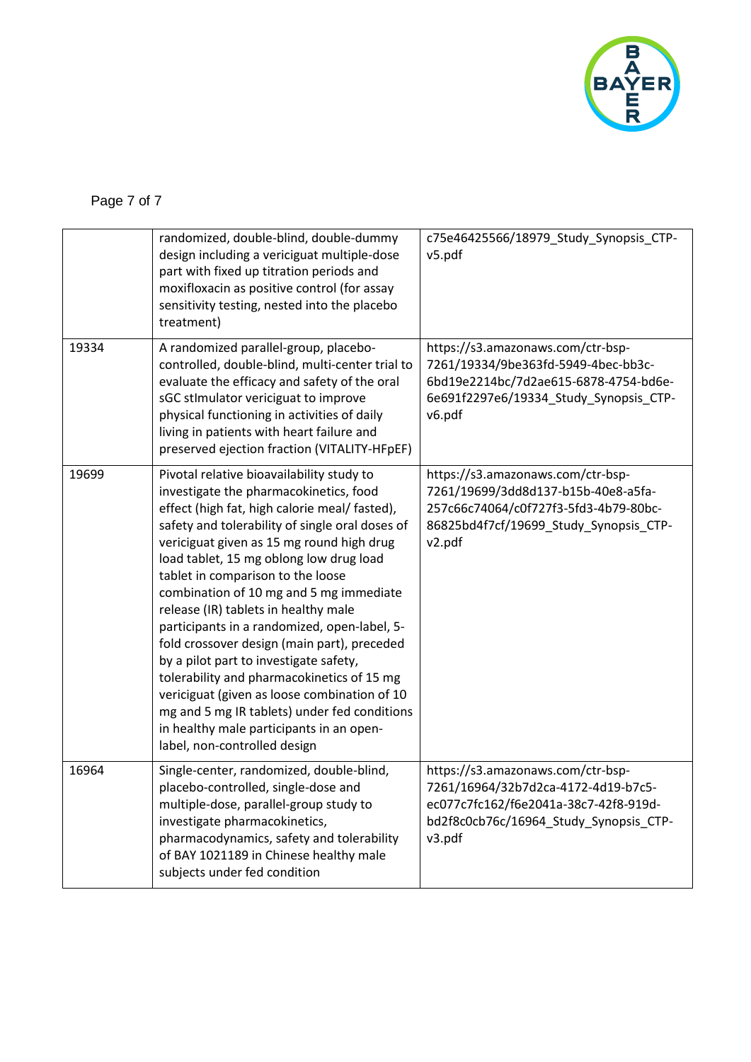| | | |
|---|---|---|
| | randomized, double-blind, double-dummy design including a vericiguat multiple-dose part with fixed up titration periods and moxifloxacin as positive control (for assay sensitivity testing, nested into the placebo treatment) | c75e46425566/18979_Study_Synopsis_CTP-v5.pdf |
| 19334 | A randomized parallel-group, placebo-controlled, double-blind, multi-center trial to evaluate the efficacy and safety of the oral sGC stImulator vericiguat to improve physical functioning in activities of daily living in patients with heart failure and preserved ejection fraction (VITALITY-HFpEF) | https://s3.amazonaws.com/ctr-bsp-7261/19334/9be363fd-5949-4bec-bb3c-6bd19e2214bc/7d2ae615-6878-4754-bd6e-6e691f2297e6/19334_Study_Synopsis_CTP-v6.pdf |
| 19699 | Pivotal relative bioavailability study to investigate the pharmacokinetics, food effect (high fat, high calorie meal/ fasted), safety and tolerability of single oral doses of vericiguat given as 15 mg round high drug load tablet, 15 mg oblong low drug load tablet in comparison to the loose combination of 10 mg and 5 mg immediate release (IR) tablets in healthy male participants in a randomized, open-label, 5-fold crossover design (main part), preceded by a pilot part to investigate safety, tolerability and pharmacokinetics of 15 mg vericiguat (given as loose combination of 10 mg and 5 mg IR tablets) under fed conditions in healthy male participants in an open-label, non-controlled design | https://s3.amazonaws.com/ctr-bsp-7261/19699/3dd8d137-b15b-40e8-a5fa-257c66c74064/c0f727f3-5fd3-4b79-80bc-86825bd4f7cf/19699_Study_Synopsis_CTP-v2.pdf |
| 16964 | Single-center, randomized, double-blind, placebo-controlled, single-dose and multiple-dose, parallel-group study to investigate pharmacokinetics, pharmacodynamics, safety and tolerability of BAY 1021189 in Chinese healthy male subjects under fed condition | https://s3.amazonaws.com/ctr-bsp-7261/16964/32b7d2ca-4172-4d19-b7c5-ec077c7fc162/f6e2041a-38c7-42f8-919d-bd2f8c0cb76c/16964_Study_Synopsis_CTP-v3.pdf |